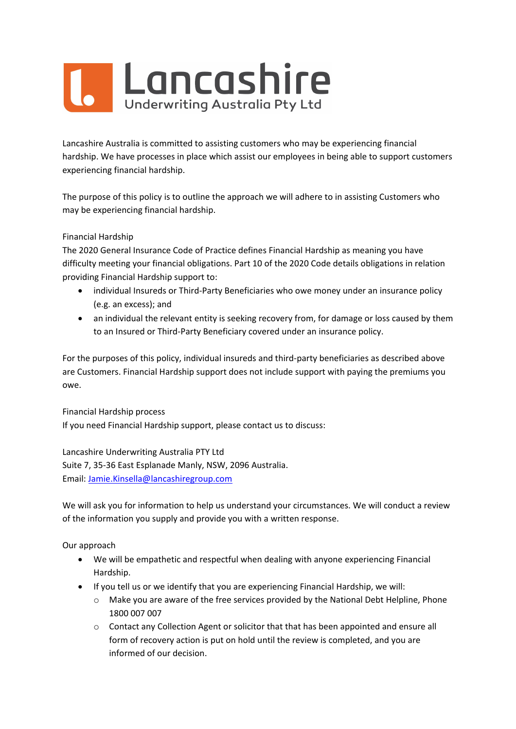# Lancashire

Underwriting Australia Pty Ltd

Lancashire Australia is committed to assisting customers who may be experiencing financial hardship. We have processes in place which assist our employees in being able to support customers experiencing financial hardship.

The purpose of this policy is to outline the approach we will adhere to in assisting Customers who may be experiencing financial hardship.

## Financial Hardship

The 2020 General Insurance Code of Practice defines Financial Hardship as meaning you have difficulty meeting your financial obligations. Part 10 of the 2020 Code details obligations in relation providing Financial Hardship support to:

- individual Insureds or Third-Party Beneficiaries who owe money under an insurance policy (e.g. an excess); and
- an individual the relevant entity is seeking recovery from, for damage or loss caused by them to an Insured or Third-Party Beneficiary covered under an insurance policy.

For the purposes of this policy, individual insureds and third-party beneficiaries as described above are Customers. Financial Hardship support does not include support with paying the premiums you owe.

## Financial Hardship process

If you need Financial Hardship support, please contact us to discuss:

Lancashire Underwriting Australia PTY Ltd
Suite 7, 35-36 East Esplanade Manly, NSW, 2096 Australia.
Email: Jamie.Kinsella@lancashiregroup.com

We will ask you for information to help us understand your circumstances. We will conduct a review of the information you supply and provide you with a written response.

## Our approach

- We will be empathetic and respectful when dealing with anyone experiencing Financial Hardship.
- If you tell us or we identify that you are experiencing Financial Hardship, we will:
  - Make you are aware of the free services provided by the National Debt Helpline, Phone 1800 007 007
  - Contact any Collection Agent or solicitor that that has been appointed and ensure all form of recovery action is put on hold until the review is completed, and you are informed of our decision.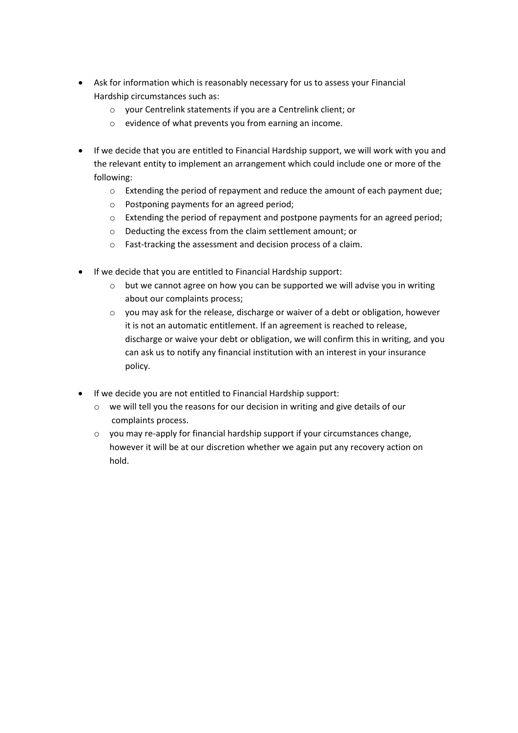- Ask for information which is reasonably necessary for us to assess your Financial Hardship circumstances such as:
  - your Centrelink statements if you are a Centrelink client; or
  - evidence of what prevents you from earning an income.

- If we decide that you are entitled to Financial Hardship support, we will work with you and the relevant entity to implement an arrangement which could include one or more of the following:
  - Extending the period of repayment and reduce the amount of each payment due;
  - Postponing payments for an agreed period;
  - Extending the period of repayment and postpone payments for an agreed period;
  - Deducting the excess from the claim settlement amount; or
  - Fast-tracking the assessment and decision process of a claim.

- If we decide that you are entitled to Financial Hardship support:
  - but we cannot agree on how you can be supported we will advise you in writing about our complaints process;
  - you may ask for the release, discharge or waiver of a debt or obligation, however it is not an automatic entitlement. If an agreement is reached to release, discharge or waive your debt or obligation, we will confirm this in writing, and you can ask us to notify any financial institution with an interest in your insurance policy.

- If we decide you are not entitled to Financial Hardship support:
  - we will tell you the reasons for our decision in writing and give details of our complaints process.
  - you may re-apply for financial hardship support if your circumstances change, however it will be at our discretion whether we again put any recovery action on hold.